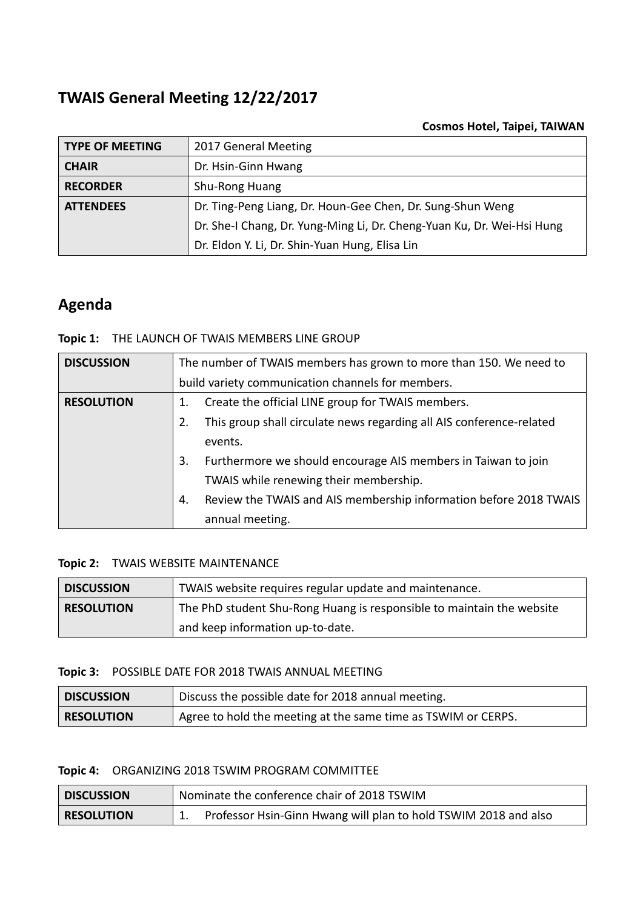# TWAIS General Meeting 12/22/2017

**Cosmos Hotel, Taipei, TAIWAN**

| **TYPE OF MEETING** | 2017 General Meeting |
|---|---|
| **CHAIR** | Dr. Hsin-Ginn Hwang |
| **RECORDER** | Shu-Rong Huang |
| **ATTENDEES** | Dr. Ting-Peng Liang, Dr. Houn-Gee Chen, Dr. Sung-Shun Weng<br>Dr. She-I Chang, Dr. Yung-Ming Li, Dr. Cheng-Yuan Ku, Dr. Wei-Hsi Hung<br>Dr. Eldon Y. Li, Dr. Shin-Yuan Hung, Elisa Lin |

## Agenda

**Topic 1:** THE LAUNCH OF TWAIS MEMBERS LINE GROUP

| **DISCUSSION** | The number of TWAIS members has grown to more than 150. We need to build variety communication channels for members. |
|---|---|
| **RESOLUTION** | 1. Create the official LINE group for TWAIS members.<br>2. This group shall circulate news regarding all AIS conference-related events.<br>3. Furthermore we should encourage AIS members in Taiwan to join TWAIS while renewing their membership.<br>4. Review the TWAIS and AIS membership information before 2018 TWAIS annual meeting. |

**Topic 2:** TWAIS WEBSITE MAINTENANCE

| **DISCUSSION** | TWAIS website requires regular update and maintenance. |
|---|---|
| **RESOLUTION** | The PhD student Shu-Rong Huang is responsible to maintain the website and keep information up-to-date. |

**Topic 3:** POSSIBLE DATE FOR 2018 TWAIS ANNUAL MEETING

| **DISCUSSION** | Discuss the possible date for 2018 annual meeting. |
|---|---|
| **RESOLUTION** | Agree to hold the meeting at the same time as TSWIM or CERPS. |

**Topic 4:** ORGANIZING 2018 TSWIM PROGRAM COMMITTEE

| **DISCUSSION** | Nominate the conference chair of 2018 TSWIM |
|---|---|
| **RESOLUTION** | 1. Professor Hsin-Ginn Hwang will plan to hold TSWIM 2018 and also |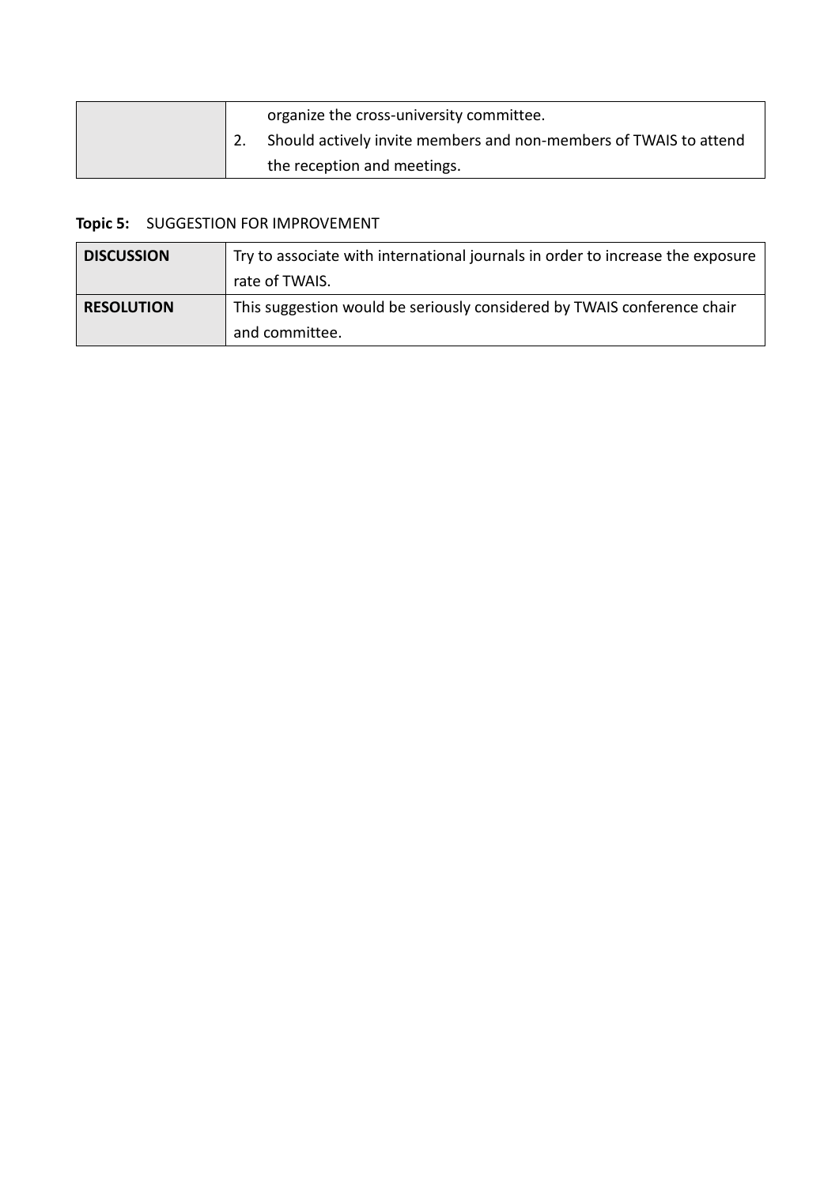| | |
|---|---|
| | organize the cross-university committee.<br>2. Should actively invite members and non-members of TWAIS to attend the reception and meetings. |

**Topic 5:** SUGGESTION FOR IMPROVEMENT

| | |
|---|---|
| **DISCUSSION** | Try to associate with international journals in order to increase the exposure rate of TWAIS. |
| **RESOLUTION** | This suggestion would be seriously considered by TWAIS conference chair and committee. |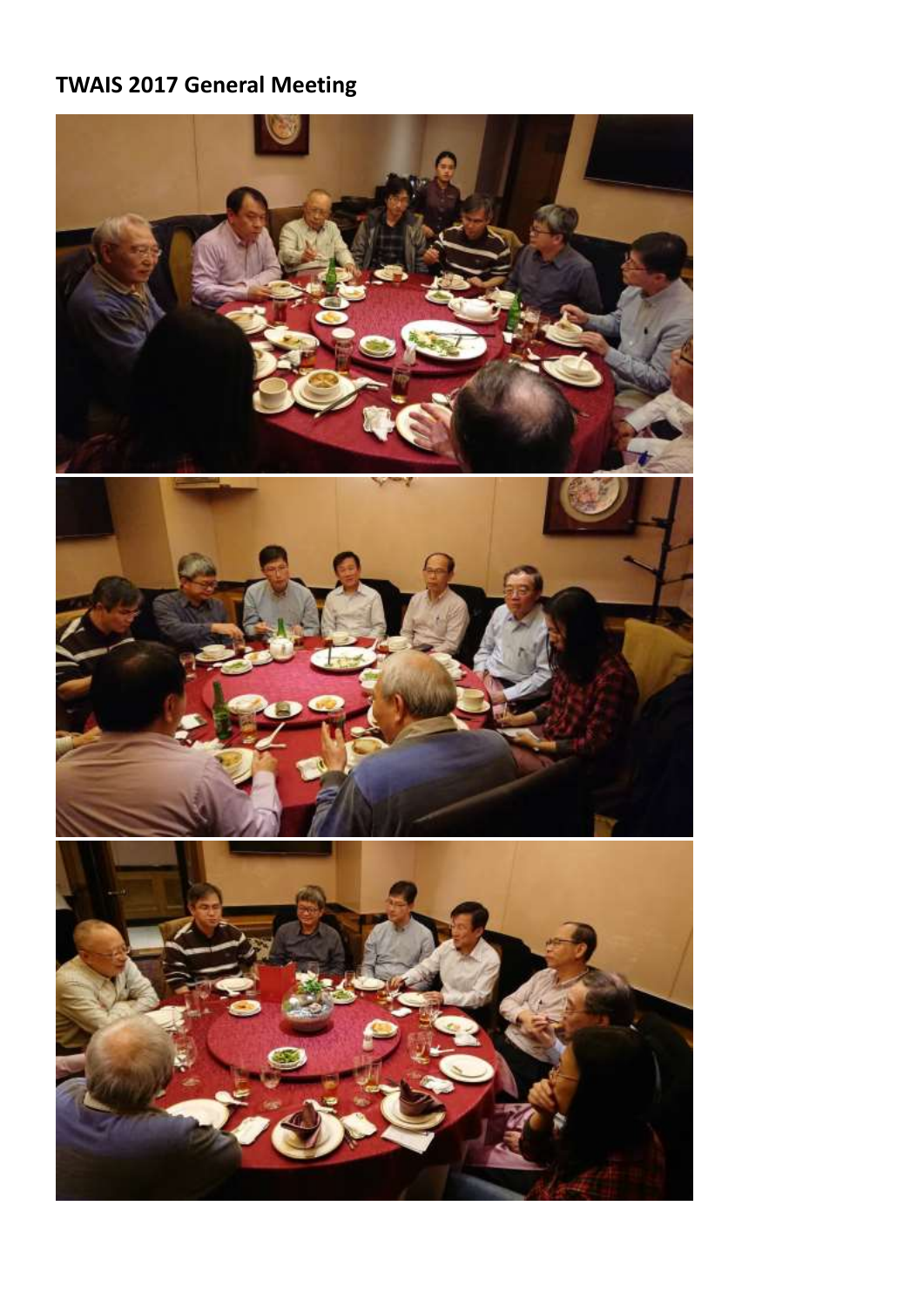**TWAIS 2017 General Meeting**